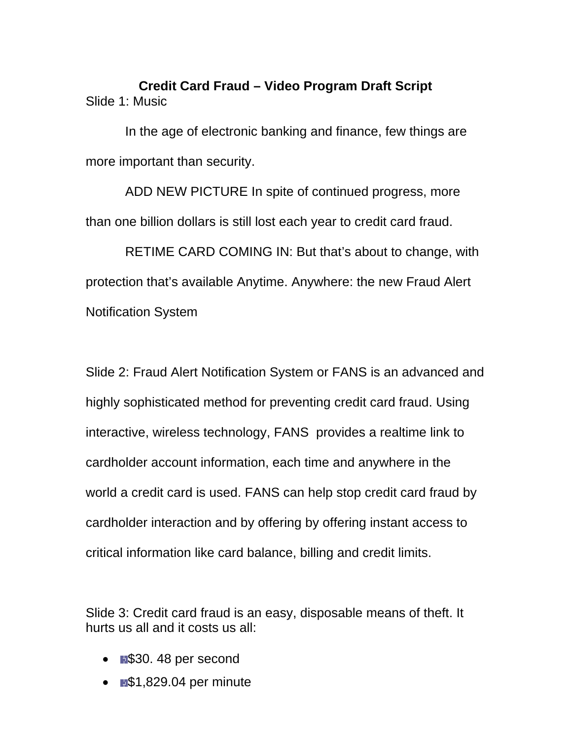# Credit Card Fraud – Video Program Draft Script

Slide 1: Music

In the age of electronic banking and finance, few things are more important than security.

ADD NEW PICTURE In spite of continued progress, more than one billion dollars is still lost each year to credit card fraud.

RETIME CARD COMING IN: But that's about to change, with protection that's available Anytime. Anywhere: the new Fraud Alert Notification System

Slide 2: Fraud Alert Notification System or FANS is an advanced and highly sophisticated method for preventing credit card fraud. Using interactive, wireless technology, FANS provides a realtime link to cardholder account information, each time and anywhere in the world a credit card is used. FANS can help stop credit card fraud by cardholder interaction and by offering by offering instant access to critical information like card balance, billing and credit limits.

Slide 3: Credit card fraud is an easy, disposable means of theft. It hurts us all and it costs us all:

- $30. 48 per second
- $1,829.04 per minute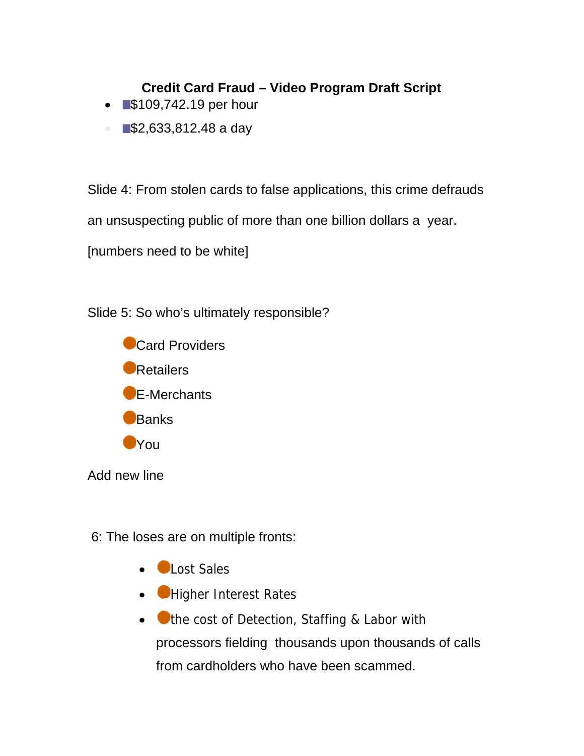**Credit Card Fraud – Video Program Draft Script**

- $109,742.19 per hour
- $2,633,812.48 a day

Slide 4: From stolen cards to false applications, this crime defrauds an unsuspecting public of more than one billion dollars a year.

[numbers need to be white]

Slide 5: So who's ultimately responsible?

- Card Providers
- Retailers
- E-Merchants
- Banks
- You

Add new line

6: The loses are on multiple fronts:

- Lost Sales
- Higher Interest Rates
- the cost of Detection, Staffing & Labor with processors fielding thousands upon thousands of calls from cardholders who have been scammed.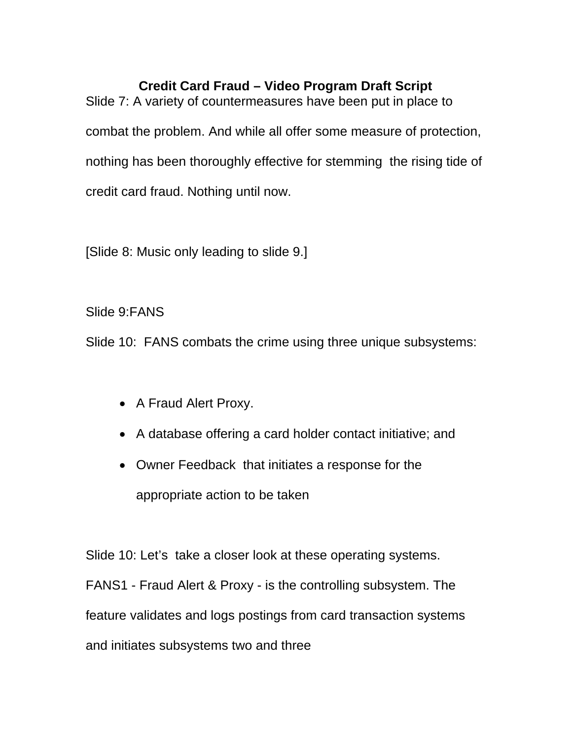**Credit Card Fraud – Video Program Draft Script**

Slide 7: A variety of countermeasures have been put in place to combat the problem. And while all offer some measure of protection, nothing has been thoroughly effective for stemming the rising tide of credit card fraud. Nothing until now.

[Slide 8: Music only leading to slide 9.]

Slide 9:FANS

Slide 10: FANS combats the crime using three unique subsystems:

- A Fraud Alert Proxy.
- A database offering a card holder contact initiative; and
- Owner Feedback that initiates a response for the appropriate action to be taken

Slide 10: Let's take a closer look at these operating systems. FANS1 - Fraud Alert & Proxy - is the controlling subsystem. The feature validates and logs postings from card transaction systems and initiates subsystems two and three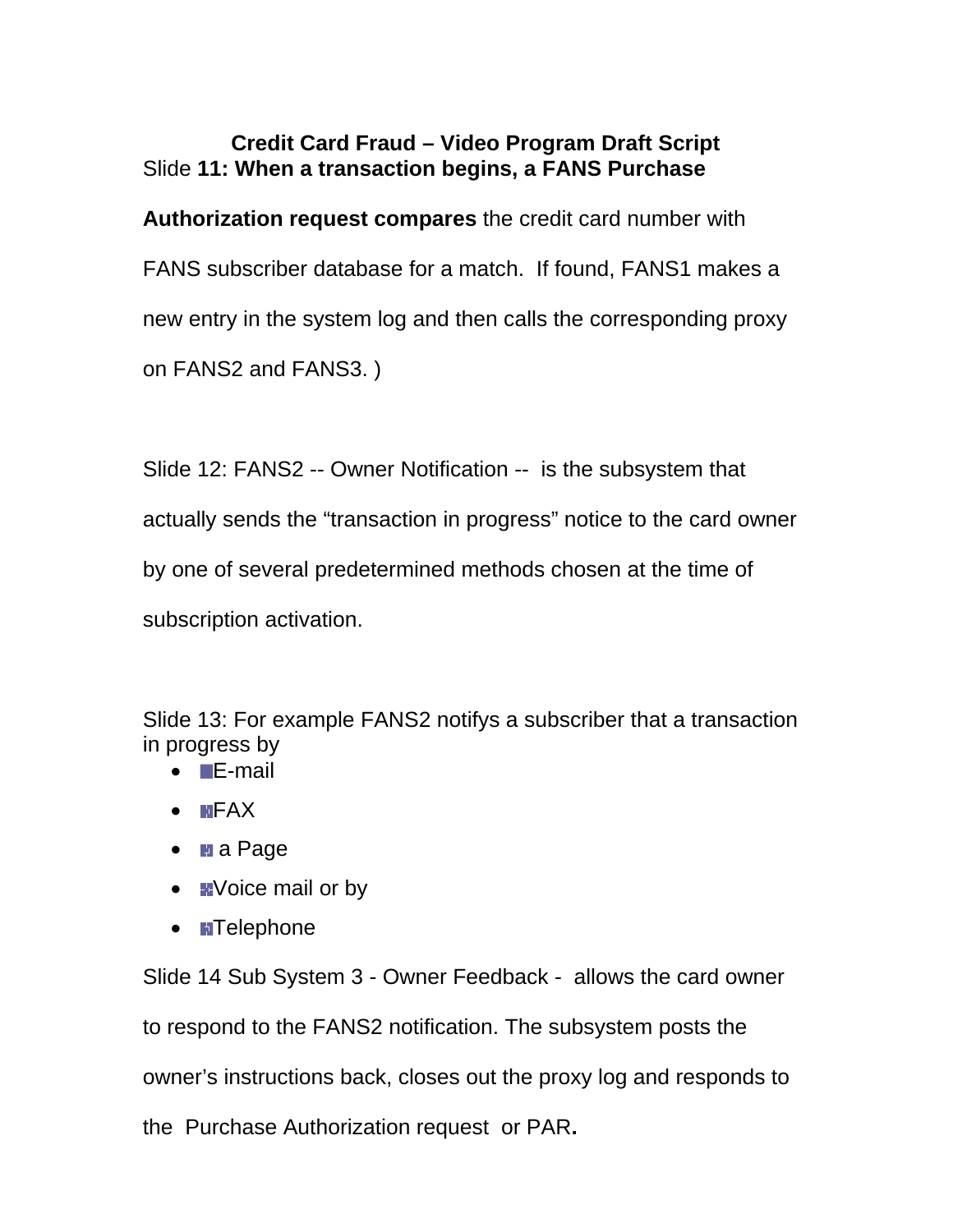**Credit Card Fraud – Video Program Draft Script**

Slide **11: When a transaction begins, a FANS Purchase Authorization request compares** the credit card number with FANS subscriber database for a match. If found, FANS1 makes a new entry in the system log and then calls the corresponding proxy on FANS2 and FANS3. )

Slide 12: FANS2 -- Owner Notification -- is the subsystem that actually sends the "transaction in progress" notice to the card owner by one of several predetermined methods chosen at the time of subscription activation.

Slide 13: For example FANS2 notifys a subscriber that a transaction in progress by

- E-mail
- FAX
- a Page
- Voice mail or by
- Telephone

Slide 14 Sub System 3 - Owner Feedback - allows the card owner to respond to the FANS2 notification. The subsystem posts the owner's instructions back, closes out the proxy log and responds to the Purchase Authorization request or PAR**.**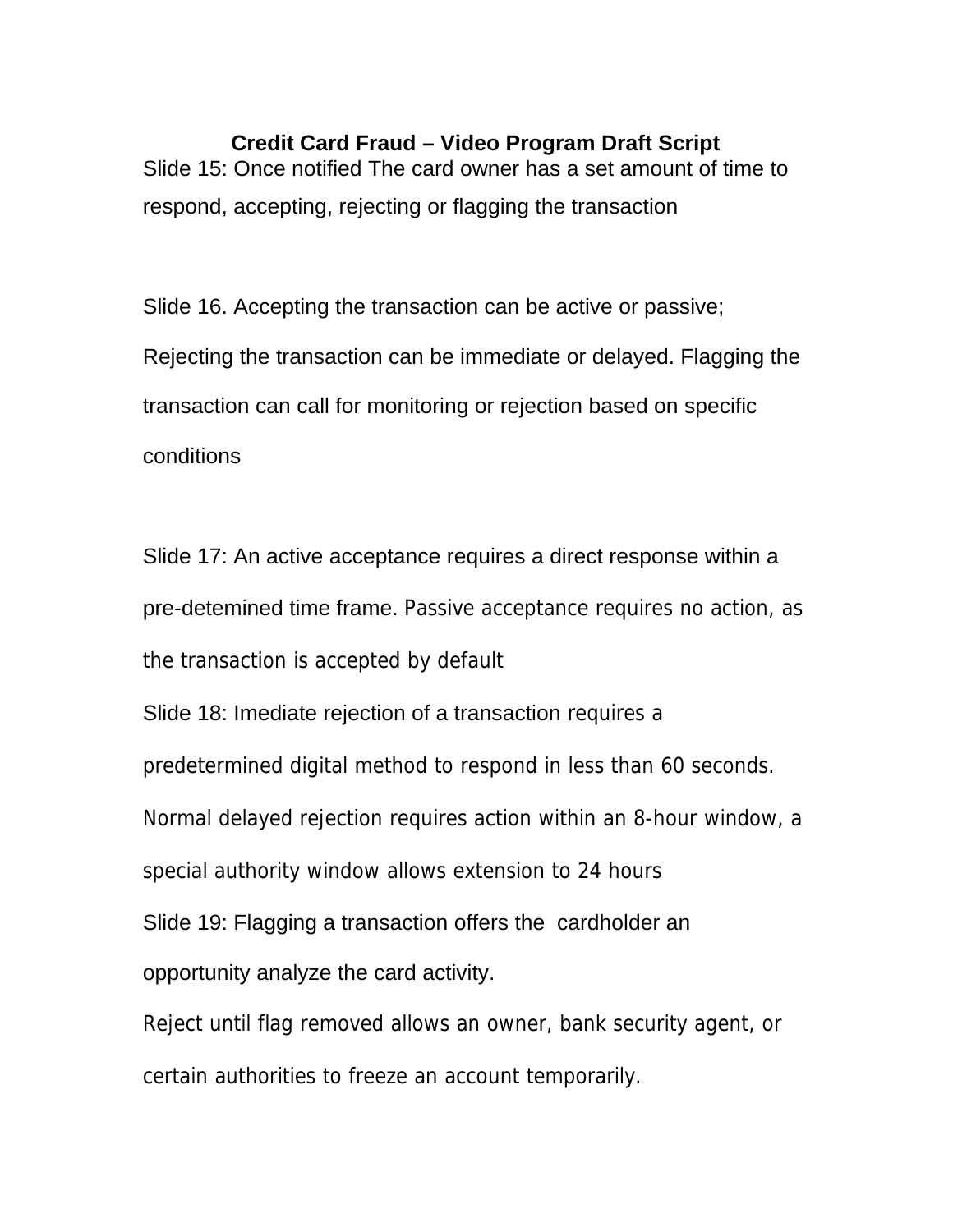# Credit Card Fraud – Video Program Draft Script

Slide 15: Once notified The card owner has a set amount of time to respond, accepting, rejecting or flagging the transaction

Slide 16. Accepting the transaction can be active or passive; Rejecting the transaction can be immediate or delayed. Flagging the transaction can call for monitoring or rejection based on specific conditions

Slide 17: An active acceptance requires a direct response within a pre-detemined time frame. Passive acceptance requires no action, as the transaction is accepted by default

Slide 18: Imediate rejection of a transaction requires a predetermined digital method to respond in less than 60 seconds. Normal delayed rejection requires action within an 8-hour window, a special authority window allows extension to 24 hours

Slide 19: Flagging a transaction offers the cardholder an opportunity analyze the card activity.

Reject until flag removed allows an owner, bank security agent, or certain authorities to freeze an account temporarily.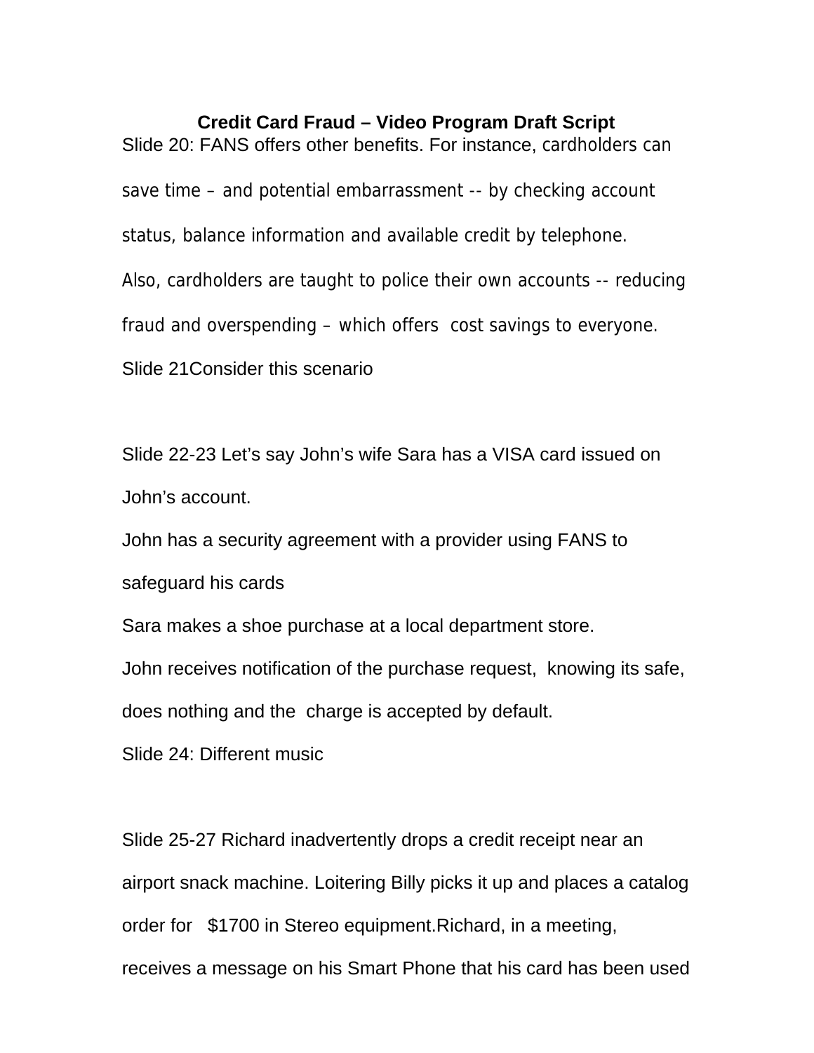**Credit Card Fraud – Video Program Draft Script**

Slide 20: FANS offers other benefits. For instance, cardholders can save time – and potential embarrassment -- by checking account status, balance information and available credit by telephone.

Also, cardholders are taught to police their own accounts -- reducing fraud and overspending – which offers cost savings to everyone.

Slide 21Consider this scenario

Slide 22-23 Let's say John's wife Sara has a VISA card issued on John's account.

John has a security agreement with a provider using FANS to safeguard his cards

Sara makes a shoe purchase at a local department store.

John receives notification of the purchase request, knowing its safe, does nothing and the charge is accepted by default.

Slide 24: Different music

Slide 25-27 Richard inadvertently drops a credit receipt near an airport snack machine. Loitering Billy picks it up and places a catalog order for $1700 in Stereo equipment.Richard, in a meeting, receives a message on his Smart Phone that his card has been used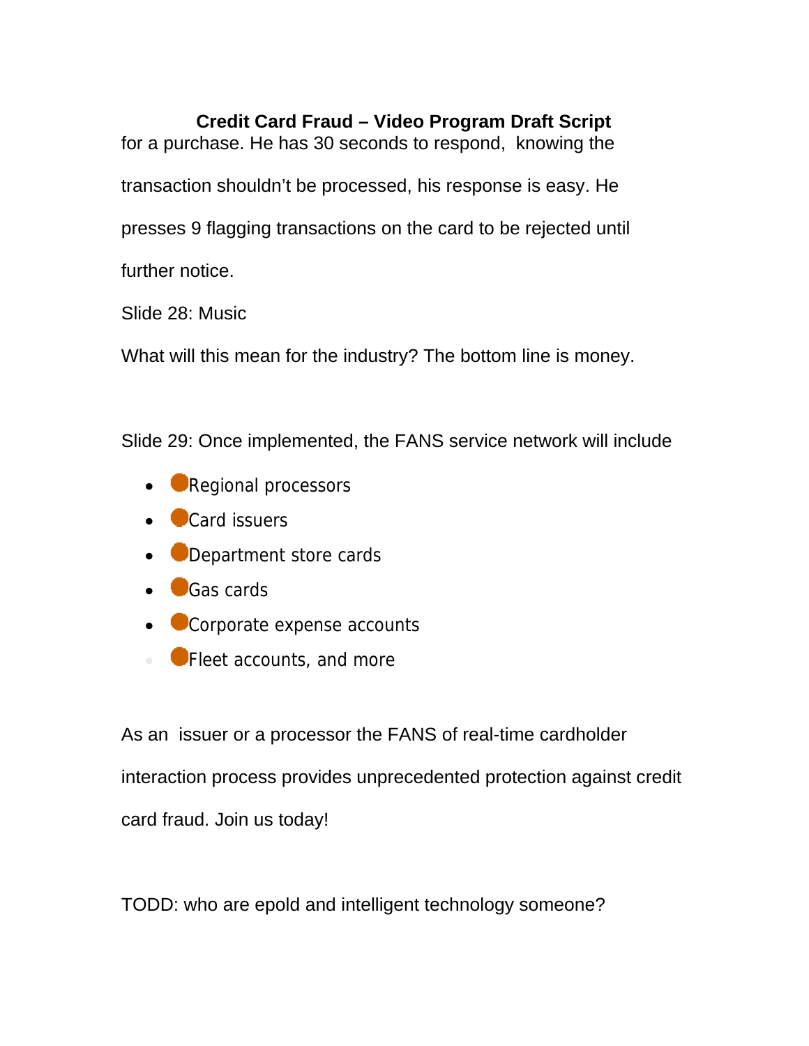for a purchase. He has 30 seconds to respond, knowing the transaction shouldn't be processed, his response is easy. He presses 9 flagging transactions on the card to be rejected until further notice.

Slide 28: Music

What will this mean for the industry? The bottom line is money.

Slide 29: Once implemented, the FANS service network will include

- Regional processors
- Card issuers
- Department store cards
- Gas cards
- Corporate expense accounts
- Fleet accounts, and more

As an issuer or a processor the FANS of real-time cardholder interaction process provides unprecedented protection against credit card fraud. Join us today!

TODD: who are epold and intelligent technology someone?